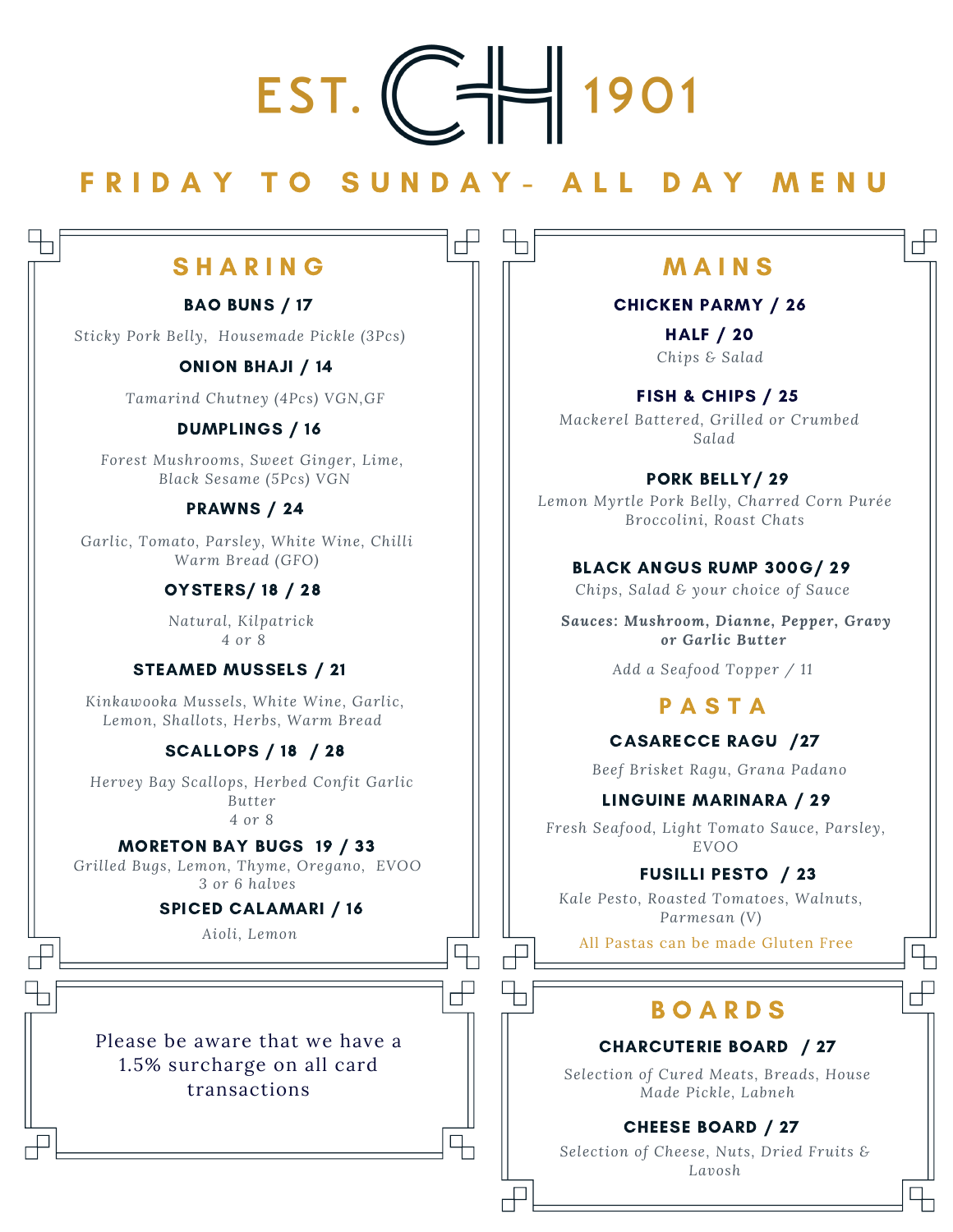EST. CH 1901

# FRIDAY TO SUNDAY- ALL DAY MENU

## SHARING

### BAO BUNS / 17

*Sticky Pork Belly, Housemade Pickle (3Pcs)*

### ONION BHAJI / 14

*Tamarind Chutney (4Pcs) VGN,GF*

### DUMPLINGS / 16

*Forest Mushrooms, Sweet Ginger, Lime, Black Sesame (5Pcs) VGN*

### PRAWNS / 24

*Garlic, Tomato, Parsley, White Wine, Chilli Warm Bread (GFO)*

### OYSTERS/ 18 / 28

*Natural, Kilpatrick*
*4 or 8*

### STEAMED MUSSELS / 21

*Kinkawooka Mussels, White Wine, Garlic, Lemon, Shallots, Herbs, Warm Bread*

### SCALLOPS / 18 / 28

*Hervey Bay Scallops, Herbed Confit Garlic Butter*
*4 or 8*

### MORETON BAY BUGS 19 / 33

*Grilled Bugs, Lemon, Thyme, Oregano, EVOO*
*3 or 6 halves*

### SPICED CALAMARI / 16

*Aioli, Lemon*

Please be aware that we have a 1.5% surcharge on all card transactions

## MAINS

### CHICKEN PARMY / 26

### HALF / 20

*Chips & Salad*

### FISH & CHIPS / 25

*Mackerel Battered, Grilled or Crumbed Salad*

### PORK BELLY/ 29

*Lemon Myrtle Pork Belly, Charred Corn Purée Broccolini, Roast Chats*

### BLACK ANGUS RUMP 300G/ 29

*Chips, Salad & your choice of Sauce*

***Sauces: Mushroom, Dianne, Pepper, Gravy or Garlic Butter***

*Add a Seafood Topper / 11*

## PASTA

### CASARECCE RAGU /27

*Beef Brisket Ragu, Grana Padano*

### LINGUINE MARINARA / 29

*Fresh Seafood, Light Tomato Sauce, Parsley, EVOO*

### FUSILLI PESTO / 23

*Kale Pesto, Roasted Tomatoes, Walnuts, Parmesan (V)*

All Pastas can be made Gluten Free

## BOARDS

### CHARCUTERIE BOARD / 27

*Selection of Cured Meats, Breads, House Made Pickle, Labneh*

### CHEESE BOARD / 27

*Selection of Cheese, Nuts, Dried Fruits & Lavosh*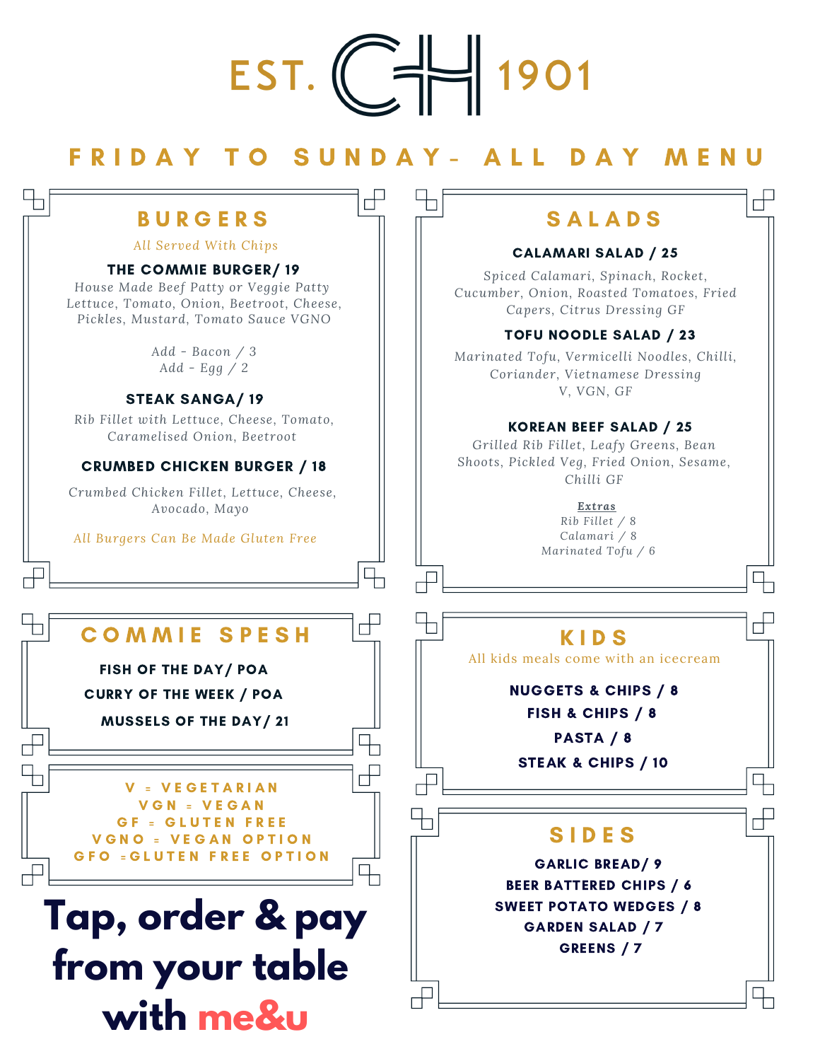EST. CH 1901

# FRIDAY TO SUNDAY- ALL DAY MENU

## BURGERS

*All Served With Chips*

**THE COMMIE BURGER/ 19**

House Made Beef Patty or Veggie Patty Lettuce, Tomato, Onion, Beetroot, Cheese, Pickles, Mustard, Tomato Sauce VGNO

Add - Bacon / 3
Add - Egg / 2

**STEAK SANGA/ 19**

Rib Fillet with Lettuce, Cheese, Tomato, Caramelised Onion, Beetroot

**CRUMBED CHICKEN BURGER / 18**

Crumbed Chicken Fillet, Lettuce, Cheese, Avocado, Mayo

*All Burgers Can Be Made Gluten Free*

## SALADS

**CALAMARI SALAD / 25**

Spiced Calamari, Spinach, Rocket, Cucumber, Onion, Roasted Tomatoes, Fried Capers, Citrus Dressing GF

**TOFU NOODLE SALAD / 23**

Marinated Tofu, Vermicelli Noodles, Chilli, Coriander, Vietnamese Dressing
V, VGN, GF

**KOREAN BEEF SALAD / 25**

Grilled Rib Fillet, Leafy Greens, Bean Shoots, Pickled Veg, Fried Onion, Sesame, Chilli GF

*Extras*

Rib Fillet / 8
Calamari / 8
Marinated Tofu / 6

## COMMIE SPESH

**FISH OF THE DAY/ POA**

**CURRY OF THE WEEK / POA**

**MUSSELS OF THE DAY/ 21**

## KIDS

*All kids meals come with an icecream*

**NUGGETS & CHIPS / 8**

**FISH & CHIPS / 8**

**PASTA / 8**

**STEAK & CHIPS / 10**

V = VEGETARIAN
VGN = VEGAN
GF = GLUTEN FREE
VGNO = VEGAN OPTION
GFO = GLUTEN FREE OPTION

## SIDES

**GARLIC BREAD/ 9**

**BEER BATTERED CHIPS / 6**

**SWEET POTATO WEDGES / 8**

**GARDEN SALAD / 7**

**GREENS / 7**

**Tap, order & pay from your table with me&u**